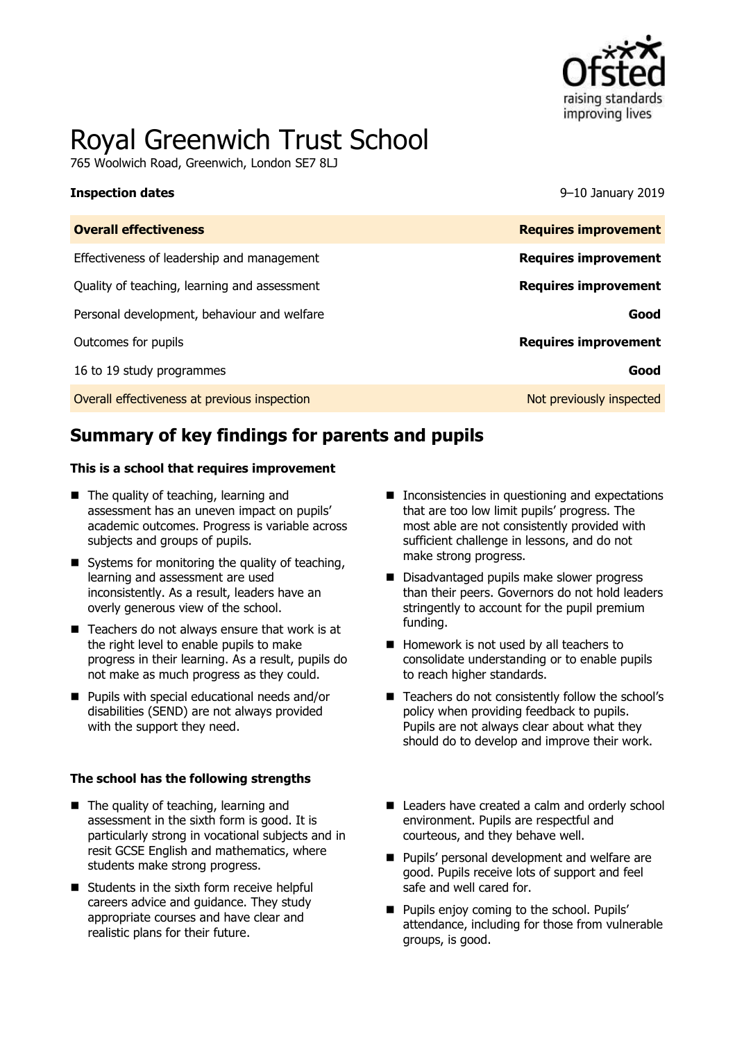# Royal Greenwich Trust School

765 Woolwich Road, Greenwich, London SE7 8LJ

**Inspection dates** 9–10 January 2019

| **Overall effectiveness** | **Requires improvement** |
| --- | --- |
| Effectiveness of leadership and management | **Requires improvement** |
| Quality of teaching, learning and assessment | **Requires improvement** |
| Personal development, behaviour and welfare | **Good** |
| Outcomes for pupils | **Requires improvement** |
| 16 to 19 study programmes | **Good** |
| Overall effectiveness at previous inspection | Not previously inspected |

## Summary of key findings for parents and pupils

### This is a school that requires improvement

- The quality of teaching, learning and assessment has an uneven impact on pupils' academic outcomes. Progress is variable across subjects and groups of pupils.
- Systems for monitoring the quality of teaching, learning and assessment are used inconsistently. As a result, leaders have an overly generous view of the school.
- Teachers do not always ensure that work is at the right level to enable pupils to make progress in their learning. As a result, pupils do not make as much progress as they could.
- Pupils with special educational needs and/or disabilities (SEND) are not always provided with the support they need.
- Inconsistencies in questioning and expectations that are too low limit pupils' progress. The most able are not consistently provided with sufficient challenge in lessons, and do not make strong progress.
- Disadvantaged pupils make slower progress than their peers. Governors do not hold leaders stringently to account for the pupil premium funding.
- Homework is not used by all teachers to consolidate understanding or to enable pupils to reach higher standards.
- Teachers do not consistently follow the school's policy when providing feedback to pupils. Pupils are not always clear about what they should do to develop and improve their work.

### The school has the following strengths

- The quality of teaching, learning and assessment in the sixth form is good. It is particularly strong in vocational subjects and in resit GCSE English and mathematics, where students make strong progress.
- Students in the sixth form receive helpful careers advice and guidance. They study appropriate courses and have clear and realistic plans for their future.
- Leaders have created a calm and orderly school environment. Pupils are respectful and courteous, and they behave well.
- Pupils' personal development and welfare are good. Pupils receive lots of support and feel safe and well cared for.
- Pupils enjoy coming to the school. Pupils' attendance, including for those from vulnerable groups, is good.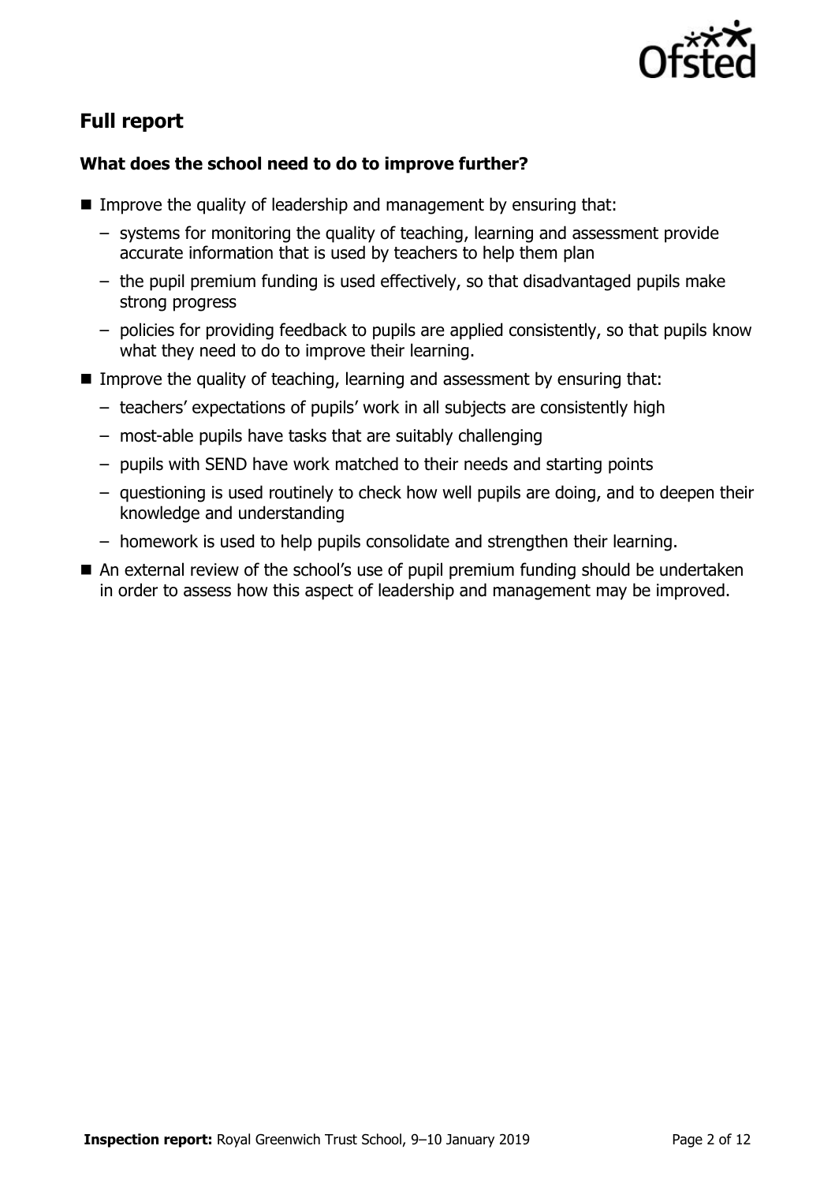## Full report

### What does the school need to do to improve further?

- Improve the quality of leadership and management by ensuring that:
  - systems for monitoring the quality of teaching, learning and assessment provide accurate information that is used by teachers to help them plan
  - the pupil premium funding is used effectively, so that disadvantaged pupils make strong progress
  - policies for providing feedback to pupils are applied consistently, so that pupils know what they need to do to improve their learning.
- Improve the quality of teaching, learning and assessment by ensuring that:
  - teachers' expectations of pupils' work in all subjects are consistently high
  - most-able pupils have tasks that are suitably challenging
  - pupils with SEND have work matched to their needs and starting points
  - questioning is used routinely to check how well pupils are doing, and to deepen their knowledge and understanding
  - homework is used to help pupils consolidate and strengthen their learning.
- An external review of the school's use of pupil premium funding should be undertaken in order to assess how this aspect of leadership and management may be improved.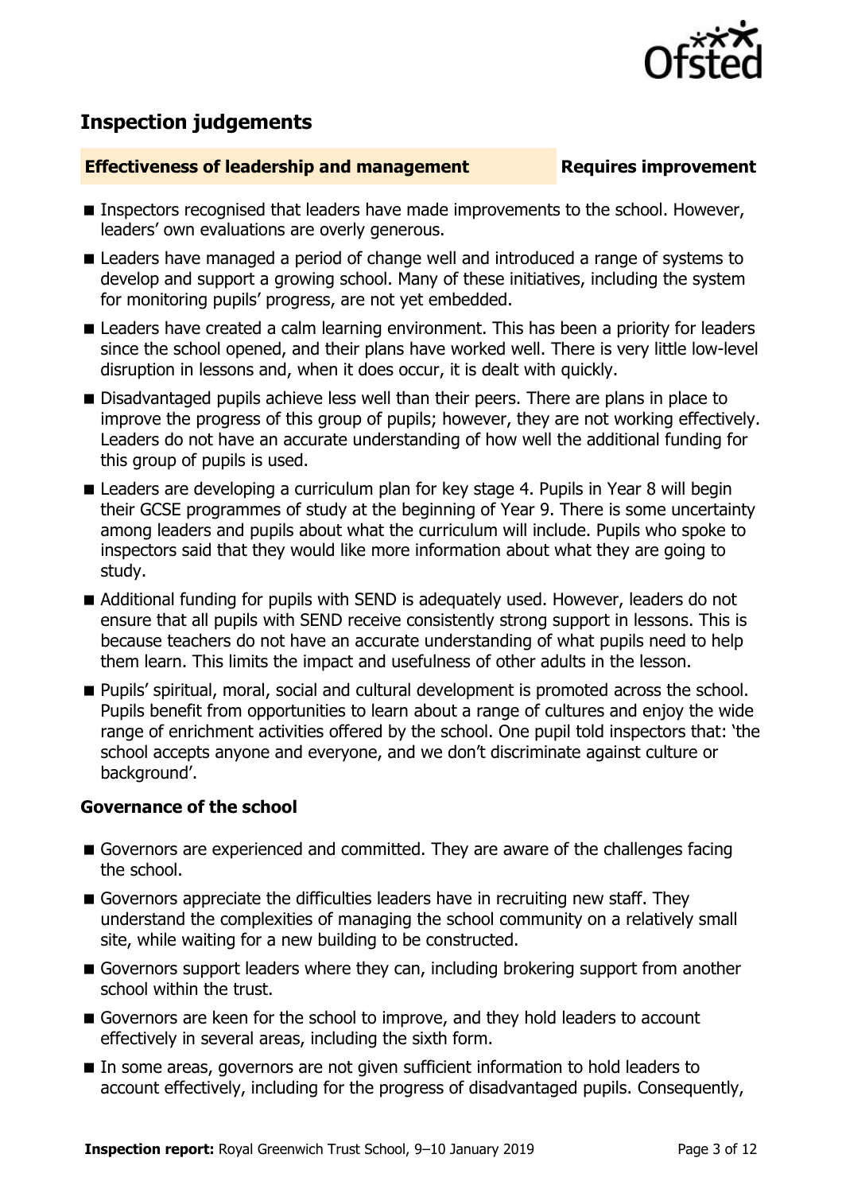## Inspection judgements

**Effectiveness of leadership and management** **Requires improvement**

- Inspectors recognised that leaders have made improvements to the school. However, leaders' own evaluations are overly generous.
- Leaders have managed a period of change well and introduced a range of systems to develop and support a growing school. Many of these initiatives, including the system for monitoring pupils' progress, are not yet embedded.
- Leaders have created a calm learning environment. This has been a priority for leaders since the school opened, and their plans have worked well. There is very little low-level disruption in lessons and, when it does occur, it is dealt with quickly.
- Disadvantaged pupils achieve less well than their peers. There are plans in place to improve the progress of this group of pupils; however, they are not working effectively. Leaders do not have an accurate understanding of how well the additional funding for this group of pupils is used.
- Leaders are developing a curriculum plan for key stage 4. Pupils in Year 8 will begin their GCSE programmes of study at the beginning of Year 9. There is some uncertainty among leaders and pupils about what the curriculum will include. Pupils who spoke to inspectors said that they would like more information about what they are going to study.
- Additional funding for pupils with SEND is adequately used. However, leaders do not ensure that all pupils with SEND receive consistently strong support in lessons. This is because teachers do not have an accurate understanding of what pupils need to help them learn. This limits the impact and usefulness of other adults in the lesson.
- Pupils' spiritual, moral, social and cultural development is promoted across the school. Pupils benefit from opportunities to learn about a range of cultures and enjoy the wide range of enrichment activities offered by the school. One pupil told inspectors that: 'the school accepts anyone and everyone, and we don't discriminate against culture or background'.

### Governance of the school

- Governors are experienced and committed. They are aware of the challenges facing the school.
- Governors appreciate the difficulties leaders have in recruiting new staff. They understand the complexities of managing the school community on a relatively small site, while waiting for a new building to be constructed.
- Governors support leaders where they can, including brokering support from another school within the trust.
- Governors are keen for the school to improve, and they hold leaders to account effectively in several areas, including the sixth form.
- In some areas, governors are not given sufficient information to hold leaders to account effectively, including for the progress of disadvantaged pupils. Consequently,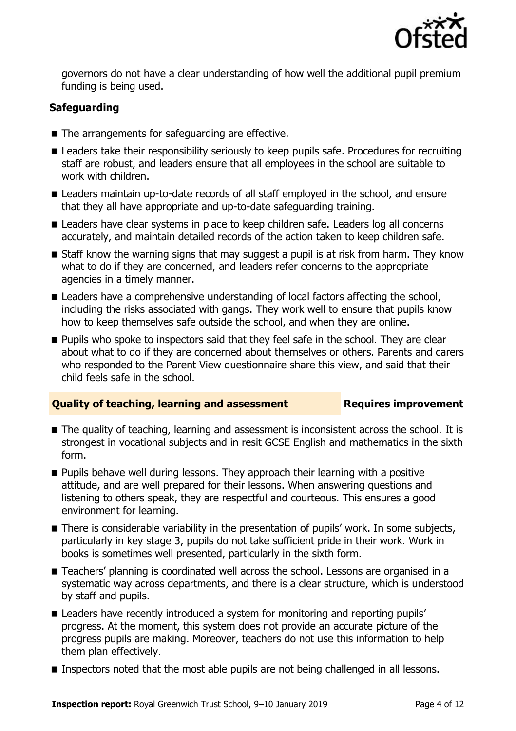governors do not have a clear understanding of how well the additional pupil premium funding is being used.

### Safeguarding

- The arrangements for safeguarding are effective.
- Leaders take their responsibility seriously to keep pupils safe. Procedures for recruiting staff are robust, and leaders ensure that all employees in the school are suitable to work with children.
- Leaders maintain up-to-date records of all staff employed in the school, and ensure that they all have appropriate and up-to-date safeguarding training.
- Leaders have clear systems in place to keep children safe. Leaders log all concerns accurately, and maintain detailed records of the action taken to keep children safe.
- Staff know the warning signs that may suggest a pupil is at risk from harm. They know what to do if they are concerned, and leaders refer concerns to the appropriate agencies in a timely manner.
- Leaders have a comprehensive understanding of local factors affecting the school, including the risks associated with gangs. They work well to ensure that pupils know how to keep themselves safe outside the school, and when they are online.
- Pupils who spoke to inspectors said that they feel safe in the school. They are clear about what to do if they are concerned about themselves or others. Parents and carers who responded to the Parent View questionnaire share this view, and said that their child feels safe in the school.

### Quality of teaching, learning and assessment — Requires improvement

- The quality of teaching, learning and assessment is inconsistent across the school. It is strongest in vocational subjects and in resit GCSE English and mathematics in the sixth form.
- Pupils behave well during lessons. They approach their learning with a positive attitude, and are well prepared for their lessons. When answering questions and listening to others speak, they are respectful and courteous. This ensures a good environment for learning.
- There is considerable variability in the presentation of pupils' work. In some subjects, particularly in key stage 3, pupils do not take sufficient pride in their work. Work in books is sometimes well presented, particularly in the sixth form.
- Teachers' planning is coordinated well across the school. Lessons are organised in a systematic way across departments, and there is a clear structure, which is understood by staff and pupils.
- Leaders have recently introduced a system for monitoring and reporting pupils' progress. At the moment, this system does not provide an accurate picture of the progress pupils are making. Moreover, teachers do not use this information to help them plan effectively.
- Inspectors noted that the most able pupils are not being challenged in all lessons.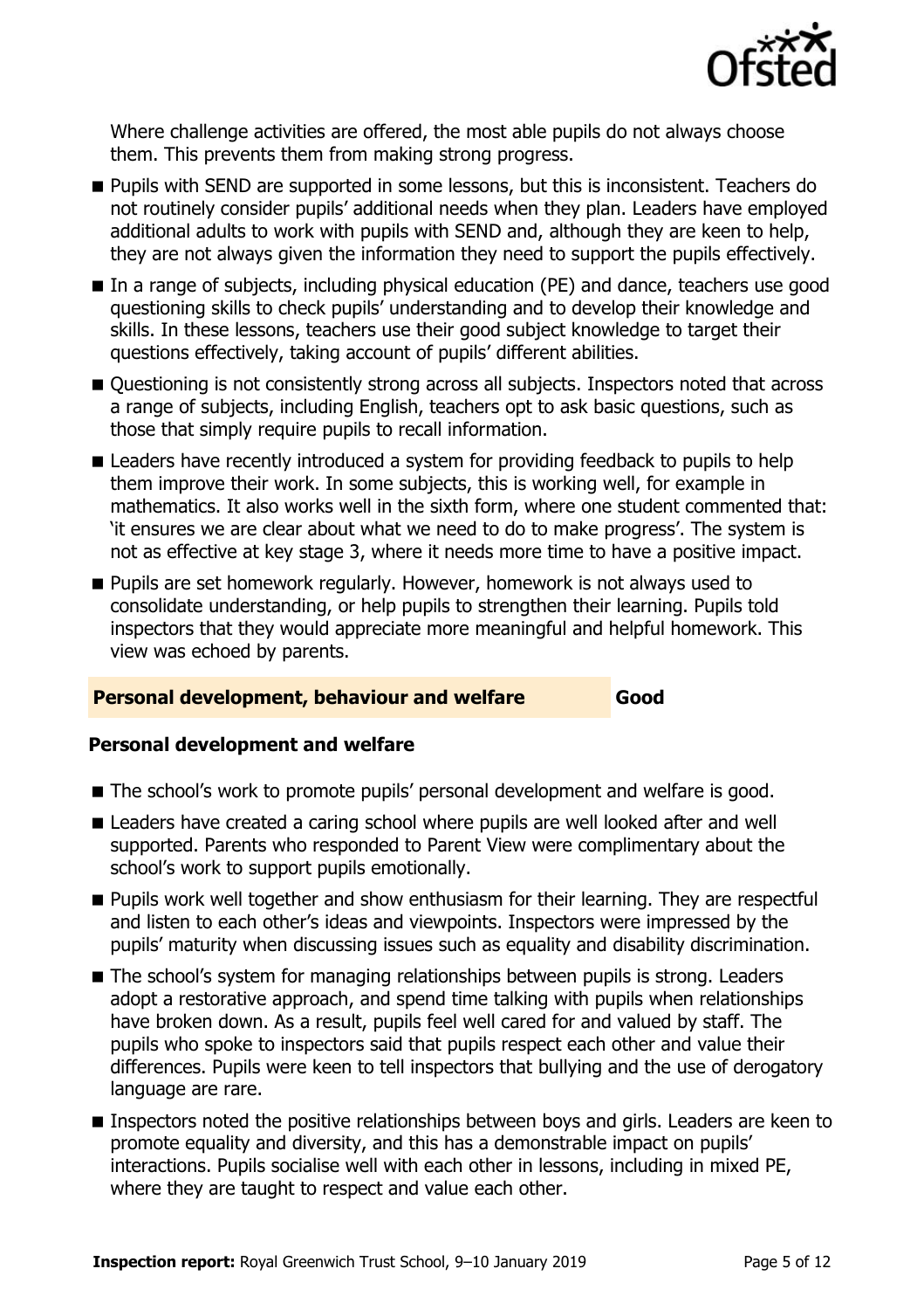Where challenge activities are offered, the most able pupils do not always choose them. This prevents them from making strong progress.

- Pupils with SEND are supported in some lessons, but this is inconsistent. Teachers do not routinely consider pupils' additional needs when they plan. Leaders have employed additional adults to work with pupils with SEND and, although they are keen to help, they are not always given the information they need to support the pupils effectively.
- In a range of subjects, including physical education (PE) and dance, teachers use good questioning skills to check pupils' understanding and to develop their knowledge and skills. In these lessons, teachers use their good subject knowledge to target their questions effectively, taking account of pupils' different abilities.
- Questioning is not consistently strong across all subjects. Inspectors noted that across a range of subjects, including English, teachers opt to ask basic questions, such as those that simply require pupils to recall information.
- Leaders have recently introduced a system for providing feedback to pupils to help them improve their work. In some subjects, this is working well, for example in mathematics. It also works well in the sixth form, where one student commented that: 'it ensures we are clear about what we need to do to make progress'. The system is not as effective at key stage 3, where it needs more time to have a positive impact.
- Pupils are set homework regularly. However, homework is not always used to consolidate understanding, or help pupils to strengthen their learning. Pupils told inspectors that they would appreciate more meaningful and helpful homework. This view was echoed by parents.

## Personal development, behaviour and welfare — Good

### Personal development and welfare

- The school's work to promote pupils' personal development and welfare is good.
- Leaders have created a caring school where pupils are well looked after and well supported. Parents who responded to Parent View were complimentary about the school's work to support pupils emotionally.
- Pupils work well together and show enthusiasm for their learning. They are respectful and listen to each other's ideas and viewpoints. Inspectors were impressed by the pupils' maturity when discussing issues such as equality and disability discrimination.
- The school's system for managing relationships between pupils is strong. Leaders adopt a restorative approach, and spend time talking with pupils when relationships have broken down. As a result, pupils feel well cared for and valued by staff. The pupils who spoke to inspectors said that pupils respect each other and value their differences. Pupils were keen to tell inspectors that bullying and the use of derogatory language are rare.
- Inspectors noted the positive relationships between boys and girls. Leaders are keen to promote equality and diversity, and this has a demonstrable impact on pupils' interactions. Pupils socialise well with each other in lessons, including in mixed PE, where they are taught to respect and value each other.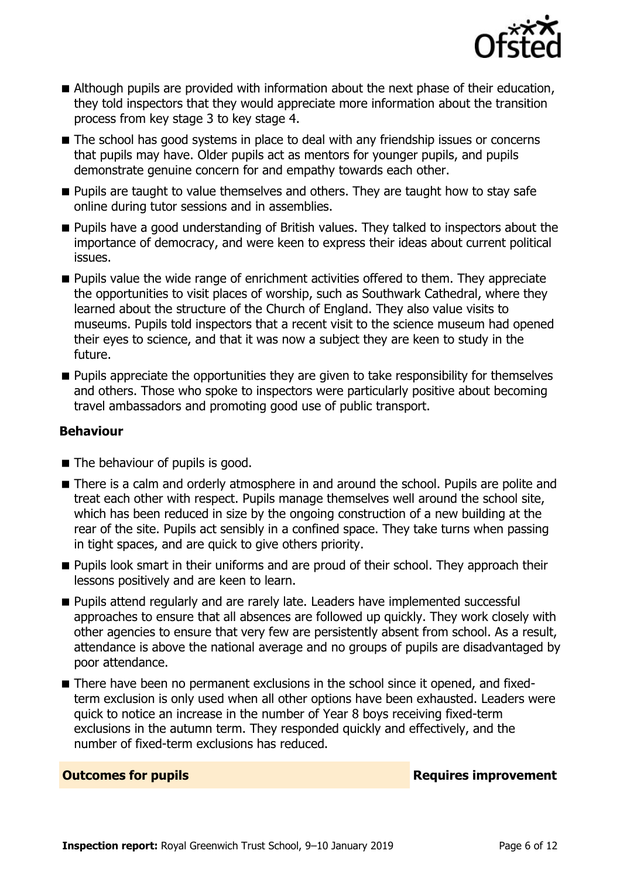- Although pupils are provided with information about the next phase of their education, they told inspectors that they would appreciate more information about the transition process from key stage 3 to key stage 4.
- The school has good systems in place to deal with any friendship issues or concerns that pupils may have. Older pupils act as mentors for younger pupils, and pupils demonstrate genuine concern for and empathy towards each other.
- Pupils are taught to value themselves and others. They are taught how to stay safe online during tutor sessions and in assemblies.
- Pupils have a good understanding of British values. They talked to inspectors about the importance of democracy, and were keen to express their ideas about current political issues.
- Pupils value the wide range of enrichment activities offered to them. They appreciate the opportunities to visit places of worship, such as Southwark Cathedral, where they learned about the structure of the Church of England. They also value visits to museums. Pupils told inspectors that a recent visit to the science museum had opened their eyes to science, and that it was now a subject they are keen to study in the future.
- Pupils appreciate the opportunities they are given to take responsibility for themselves and others. Those who spoke to inspectors were particularly positive about becoming travel ambassadors and promoting good use of public transport.

### Behaviour

- The behaviour of pupils is good.
- There is a calm and orderly atmosphere in and around the school. Pupils are polite and treat each other with respect. Pupils manage themselves well around the school site, which has been reduced in size by the ongoing construction of a new building at the rear of the site. Pupils act sensibly in a confined space. They take turns when passing in tight spaces, and are quick to give others priority.
- Pupils look smart in their uniforms and are proud of their school. They approach their lessons positively and are keen to learn.
- Pupils attend regularly and are rarely late. Leaders have implemented successful approaches to ensure that all absences are followed up quickly. They work closely with other agencies to ensure that very few are persistently absent from school. As a result, attendance is above the national average and no groups of pupils are disadvantaged by poor attendance.
- There have been no permanent exclusions in the school since it opened, and fixed-term exclusion is only used when all other options have been exhausted. Leaders were quick to notice an increase in the number of Year 8 boys receiving fixed-term exclusions in the autumn term. They responded quickly and effectively, and the number of fixed-term exclusions has reduced.

## Outcomes for pupils — Requires improvement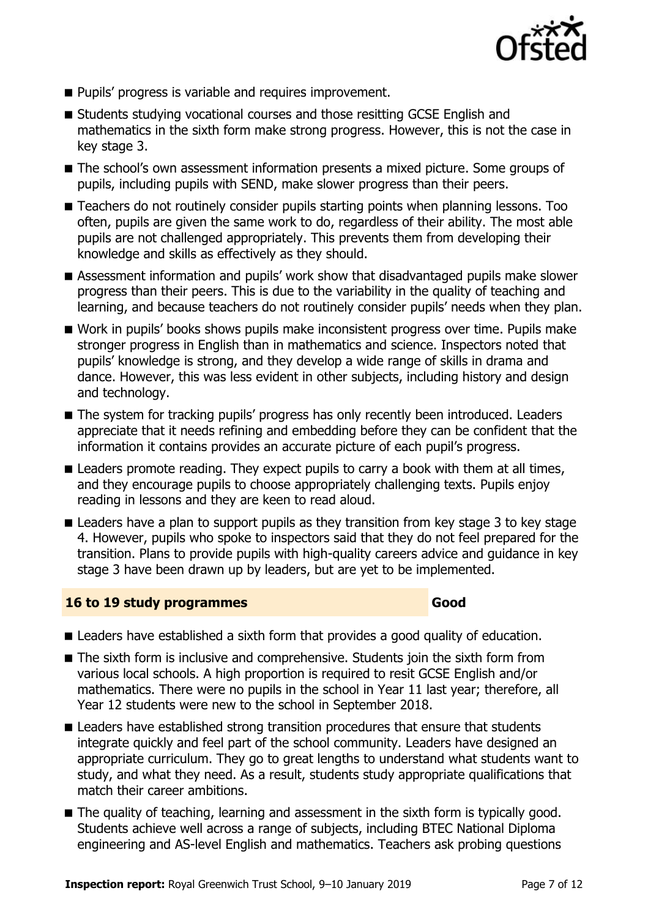- Pupils' progress is variable and requires improvement.
- Students studying vocational courses and those resitting GCSE English and mathematics in the sixth form make strong progress. However, this is not the case in key stage 3.
- The school's own assessment information presents a mixed picture. Some groups of pupils, including pupils with SEND, make slower progress than their peers.
- Teachers do not routinely consider pupils starting points when planning lessons. Too often, pupils are given the same work to do, regardless of their ability. The most able pupils are not challenged appropriately. This prevents them from developing their knowledge and skills as effectively as they should.
- Assessment information and pupils' work show that disadvantaged pupils make slower progress than their peers. This is due to the variability in the quality of teaching and learning, and because teachers do not routinely consider pupils' needs when they plan.
- Work in pupils' books shows pupils make inconsistent progress over time. Pupils make stronger progress in English than in mathematics and science. Inspectors noted that pupils' knowledge is strong, and they develop a wide range of skills in drama and dance. However, this was less evident in other subjects, including history and design and technology.
- The system for tracking pupils' progress has only recently been introduced. Leaders appreciate that it needs refining and embedding before they can be confident that the information it contains provides an accurate picture of each pupil's progress.
- Leaders promote reading. They expect pupils to carry a book with them at all times, and they encourage pupils to choose appropriately challenging texts. Pupils enjoy reading in lessons and they are keen to read aloud.
- Leaders have a plan to support pupils as they transition from key stage 3 to key stage 4. However, pupils who spoke to inspectors said that they do not feel prepared for the transition. Plans to provide pupils with high-quality careers advice and guidance in key stage 3 have been drawn up by leaders, but are yet to be implemented.

## 16 to 19 study programmes — Good

- Leaders have established a sixth form that provides a good quality of education.
- The sixth form is inclusive and comprehensive. Students join the sixth form from various local schools. A high proportion is required to resit GCSE English and/or mathematics. There were no pupils in the school in Year 11 last year; therefore, all Year 12 students were new to the school in September 2018.
- Leaders have established strong transition procedures that ensure that students integrate quickly and feel part of the school community. Leaders have designed an appropriate curriculum. They go to great lengths to understand what students want to study, and what they need. As a result, students study appropriate qualifications that match their career ambitions.
- The quality of teaching, learning and assessment in the sixth form is typically good. Students achieve well across a range of subjects, including BTEC National Diploma engineering and AS-level English and mathematics. Teachers ask probing questions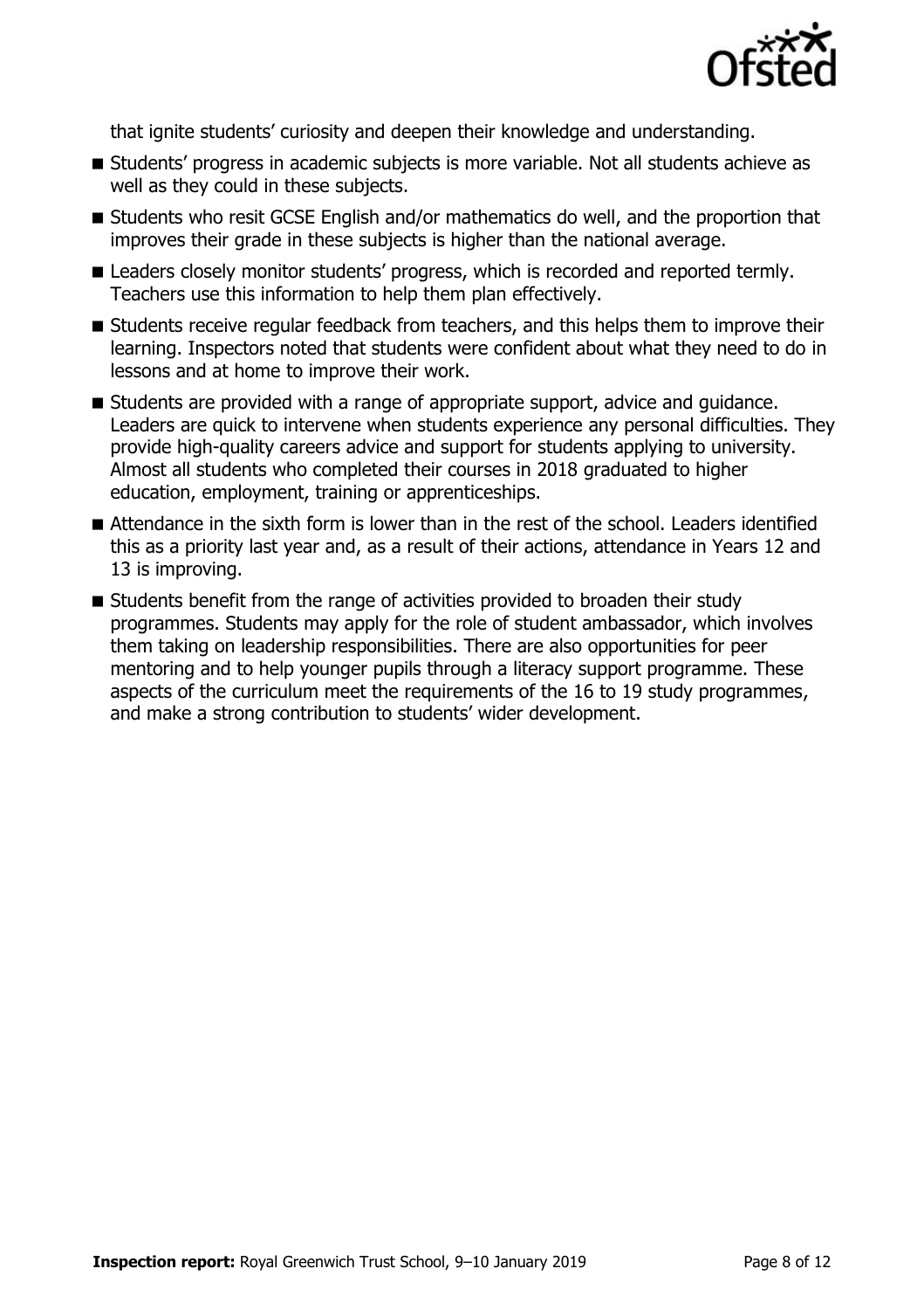that ignite students' curiosity and deepen their knowledge and understanding.

- Students' progress in academic subjects is more variable. Not all students achieve as well as they could in these subjects.
- Students who resit GCSE English and/or mathematics do well, and the proportion that improves their grade in these subjects is higher than the national average.
- Leaders closely monitor students' progress, which is recorded and reported termly. Teachers use this information to help them plan effectively.
- Students receive regular feedback from teachers, and this helps them to improve their learning. Inspectors noted that students were confident about what they need to do in lessons and at home to improve their work.
- Students are provided with a range of appropriate support, advice and guidance. Leaders are quick to intervene when students experience any personal difficulties. They provide high-quality careers advice and support for students applying to university. Almost all students who completed their courses in 2018 graduated to higher education, employment, training or apprenticeships.
- Attendance in the sixth form is lower than in the rest of the school. Leaders identified this as a priority last year and, as a result of their actions, attendance in Years 12 and 13 is improving.
- Students benefit from the range of activities provided to broaden their study programmes. Students may apply for the role of student ambassador, which involves them taking on leadership responsibilities. There are also opportunities for peer mentoring and to help younger pupils through a literacy support programme. These aspects of the curriculum meet the requirements of the 16 to 19 study programmes, and make a strong contribution to students' wider development.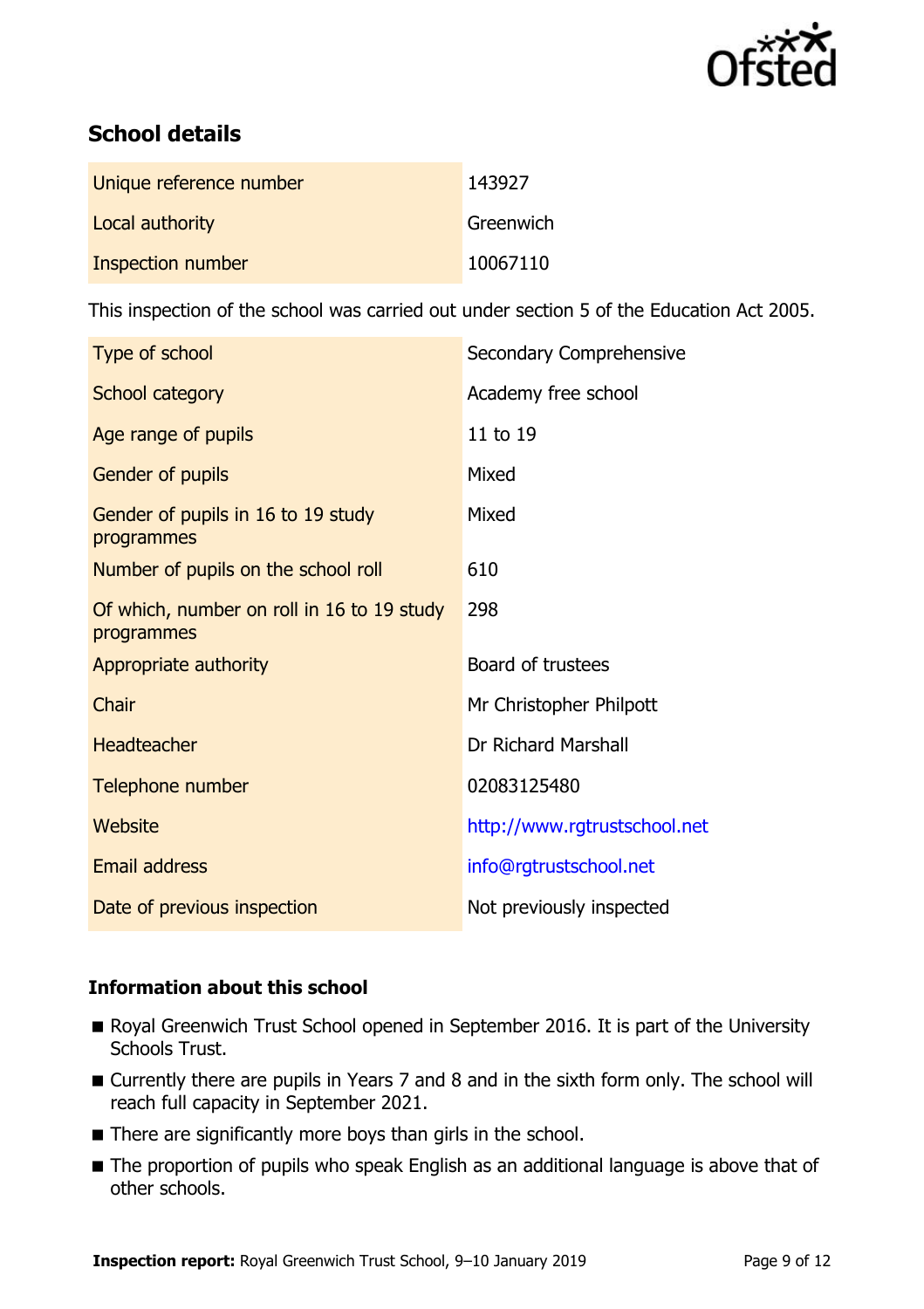## School details

| | |
|---|---|
| Unique reference number | 143927 |
| Local authority | Greenwich |
| Inspection number | 10067110 |

This inspection of the school was carried out under section 5 of the Education Act 2005.

| | |
|---|---|
| Type of school | Secondary Comprehensive |
| School category | Academy free school |
| Age range of pupils | 11 to 19 |
| Gender of pupils | Mixed |
| Gender of pupils in 16 to 19 study programmes | Mixed |
| Number of pupils on the school roll | 610 |
| Of which, number on roll in 16 to 19 study programmes | 298 |
| Appropriate authority | Board of trustees |
| Chair | Mr Christopher Philpott |
| Headteacher | Dr Richard Marshall |
| Telephone number | 02083125480 |
| Website | http://www.rgtrustschool.net |
| Email address | info@rgtrustschool.net |
| Date of previous inspection | Not previously inspected |

### Information about this school

- Royal Greenwich Trust School opened in September 2016. It is part of the University Schools Trust.
- Currently there are pupils in Years 7 and 8 and in the sixth form only. The school will reach full capacity in September 2021.
- There are significantly more boys than girls in the school.
- The proportion of pupils who speak English as an additional language is above that of other schools.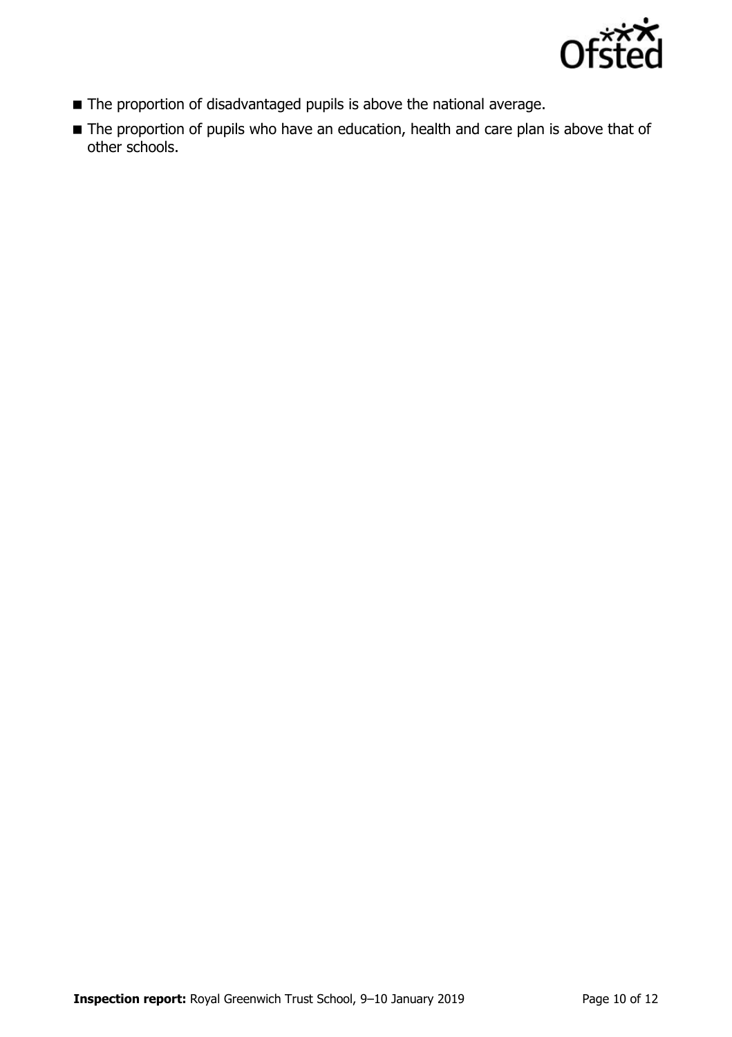- The proportion of disadvantaged pupils is above the national average.
- The proportion of pupils who have an education, health and care plan is above that of other schools.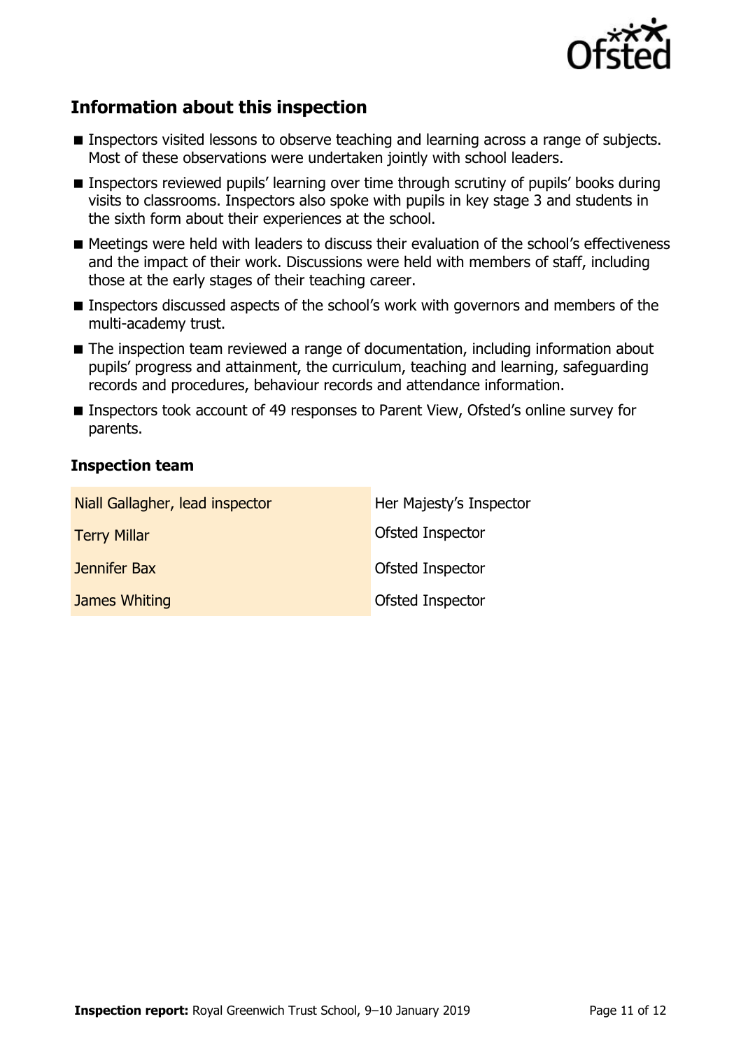## Information about this inspection

- Inspectors visited lessons to observe teaching and learning across a range of subjects. Most of these observations were undertaken jointly with school leaders.
- Inspectors reviewed pupils' learning over time through scrutiny of pupils' books during visits to classrooms. Inspectors also spoke with pupils in key stage 3 and students in the sixth form about their experiences at the school.
- Meetings were held with leaders to discuss their evaluation of the school's effectiveness and the impact of their work. Discussions were held with members of staff, including those at the early stages of their teaching career.
- Inspectors discussed aspects of the school's work with governors and members of the multi-academy trust.
- The inspection team reviewed a range of documentation, including information about pupils' progress and attainment, the curriculum, teaching and learning, safeguarding records and procedures, behaviour records and attendance information.
- Inspectors took account of 49 responses to Parent View, Ofsted's online survey for parents.

### Inspection team

| | |
|---|---|
| Niall Gallagher, lead inspector | Her Majesty's Inspector |
| Terry Millar | Ofsted Inspector |
| Jennifer Bax | Ofsted Inspector |
| James Whiting | Ofsted Inspector |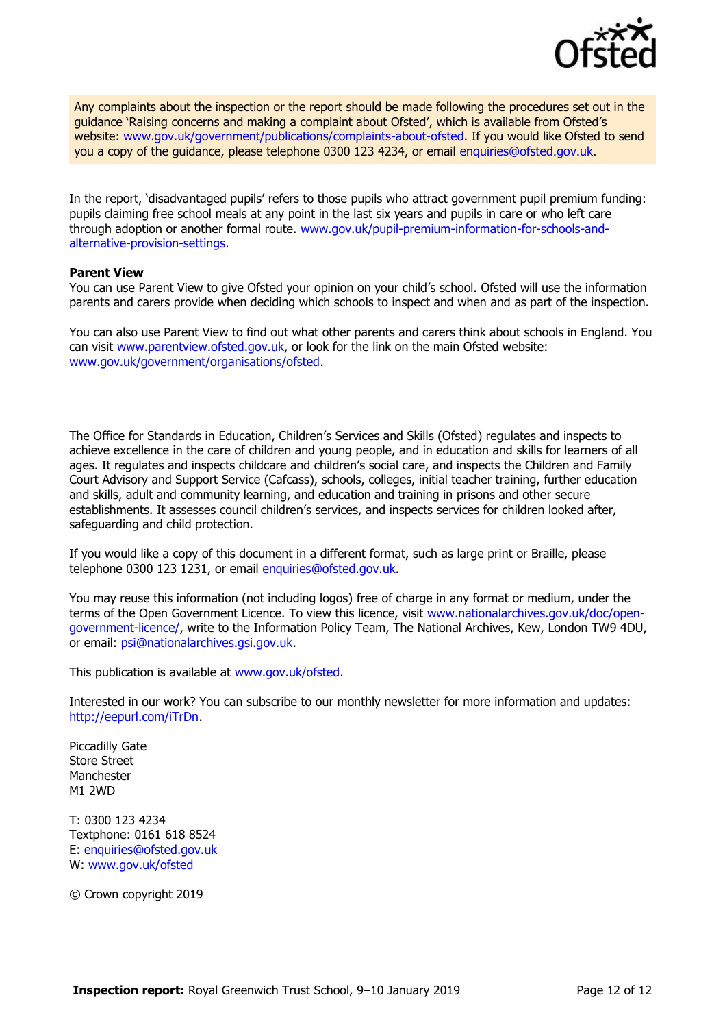Any complaints about the inspection or the report should be made following the procedures set out in the guidance 'Raising concerns and making a complaint about Ofsted', which is available from Ofsted's website: www.gov.uk/government/publications/complaints-about-ofsted. If you would like Ofsted to send you a copy of the guidance, please telephone 0300 123 4234, or email enquiries@ofsted.gov.uk.

In the report, 'disadvantaged pupils' refers to those pupils who attract government pupil premium funding: pupils claiming free school meals at any point in the last six years and pupils in care or who left care through adoption or another formal route. www.gov.uk/pupil-premium-information-for-schools-and-alternative-provision-settings.

**Parent View**

You can use Parent View to give Ofsted your opinion on your child's school. Ofsted will use the information parents and carers provide when deciding which schools to inspect and when and as part of the inspection.

You can also use Parent View to find out what other parents and carers think about schools in England. You can visit www.parentview.ofsted.gov.uk, or look for the link on the main Ofsted website: www.gov.uk/government/organisations/ofsted.

The Office for Standards in Education, Children's Services and Skills (Ofsted) regulates and inspects to achieve excellence in the care of children and young people, and in education and skills for learners of all ages. It regulates and inspects childcare and children's social care, and inspects the Children and Family Court Advisory and Support Service (Cafcass), schools, colleges, initial teacher training, further education and skills, adult and community learning, and education and training in prisons and other secure establishments. It assesses council children's services, and inspects services for children looked after, safeguarding and child protection.

If you would like a copy of this document in a different format, such as large print or Braille, please telephone 0300 123 1231, or email enquiries@ofsted.gov.uk.

You may reuse this information (not including logos) free of charge in any format or medium, under the terms of the Open Government Licence. To view this licence, visit www.nationalarchives.gov.uk/doc/open-government-licence/, write to the Information Policy Team, The National Archives, Kew, London TW9 4DU, or email: psi@nationalarchives.gsi.gov.uk.

This publication is available at www.gov.uk/ofsted.

Interested in our work? You can subscribe to our monthly newsletter for more information and updates: http://eepurl.com/iTrDn.

Piccadilly Gate
Store Street
Manchester
M1 2WD

T: 0300 123 4234
Textphone: 0161 618 8524
E: enquiries@ofsted.gov.uk
W: www.gov.uk/ofsted

© Crown copyright 2019